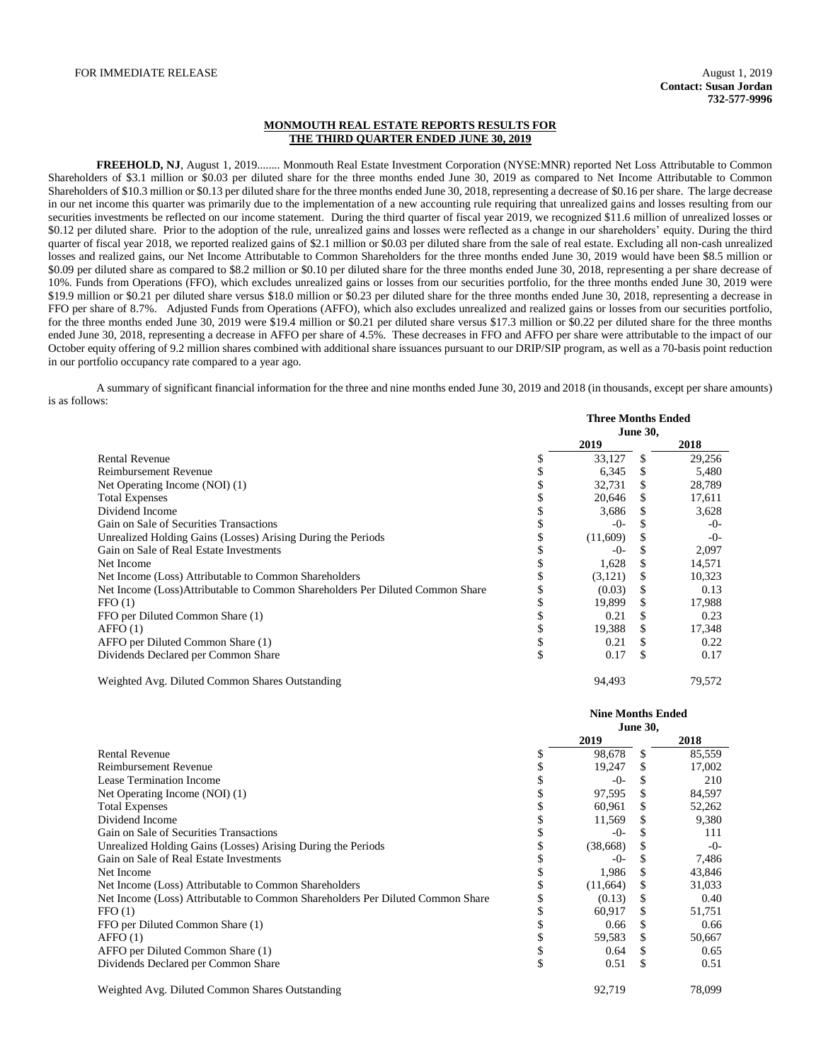FOR IMMEDIATE RELEASE

August 1, 2019
**Contact: Susan Jordan**
**732-577-9996**

## MONMOUTH REAL ESTATE REPORTS RESULTS FOR THE THIRD QUARTER ENDED JUNE 30, 2019

**FREEHOLD, NJ**, August 1, 2019........ Monmouth Real Estate Investment Corporation (NYSE:MNR) reported Net Loss Attributable to Common Shareholders of $3.1 million or $0.03 per diluted share for the three months ended June 30, 2019 as compared to Net Income Attributable to Common Shareholders of $10.3 million or $0.13 per diluted share for the three months ended June 30, 2018, representing a decrease of $0.16 per share. The large decrease in our net income this quarter was primarily due to the implementation of a new accounting rule requiring that unrealized gains and losses resulting from our securities investments be reflected on our income statement. During the third quarter of fiscal year 2019, we recognized $11.6 million of unrealized losses or $0.12 per diluted share. Prior to the adoption of the rule, unrealized gains and losses were reflected as a change in our shareholders' equity. During the third quarter of fiscal year 2018, we reported realized gains of $2.1 million or $0.03 per diluted share from the sale of real estate. Excluding all non-cash unrealized losses and realized gains, our Net Income Attributable to Common Shareholders for the three months ended June 30, 2019 would have been $8.5 million or $0.09 per diluted share as compared to $8.2 million or $0.10 per diluted share for the three months ended June 30, 2018, representing a per share decrease of 10%. Funds from Operations (FFO), which excludes unrealized gains or losses from our securities portfolio, for the three months ended June 30, 2019 were $19.9 million or $0.21 per diluted share versus $18.0 million or $0.23 per diluted share for the three months ended June 30, 2018, representing a decrease in FFO per share of 8.7%. Adjusted Funds from Operations (AFFO), which also excludes unrealized and realized gains or losses from our securities portfolio, for the three months ended June 30, 2019 were $19.4 million or $0.21 per diluted share versus $17.3 million or $0.22 per diluted share for the three months ended June 30, 2018, representing a decrease in AFFO per share of 4.5%. These decreases in FFO and AFFO per share were attributable to the impact of our October equity offering of 9.2 million shares combined with additional share issuances pursuant to our DRIP/SIP program, as well as a 70-basis point reduction in our portfolio occupancy rate compared to a year ago.

A summary of significant financial information for the three and nine months ended June 30, 2019 and 2018 (in thousands, except per share amounts) is as follows:

| | Three Months Ended June 30, | |
|---|---|---|
| | 2019 | 2018 |
| Rental Revenue | $ 33,127 | $ 29,256 |
| Reimbursement Revenue | $ 6,345 | $ 5,480 |
| Net Operating Income (NOI) (1) | $ 32,731 | $ 28,789 |
| Total Expenses | $ 20,646 | $ 17,611 |
| Dividend Income | $ 3,686 | $ 3,628 |
| Gain on Sale of Securities Transactions | $ -0- | $ -0- |
| Unrealized Holding Gains (Losses) Arising During the Periods | $ (11,609) | $ -0- |
| Gain on Sale of Real Estate Investments | $ -0- | $ 2,097 |
| Net Income | $ 1,628 | $ 14,571 |
| Net Income (Loss) Attributable to Common Shareholders | $ (3,121) | $ 10,323 |
| Net Income (Loss)Attributable to Common Shareholders Per Diluted Common Share | $ (0.03) | $ 0.13 |
| FFO (1) | $ 19,899 | $ 17,988 |
| FFO per Diluted Common Share (1) | $ 0.21 | $ 0.23 |
| AFFO (1) | $ 19,388 | $ 17,348 |
| AFFO per Diluted Common Share (1) | $ 0.21 | $ 0.22 |
| Dividends Declared per Common Share | $ 0.17 | $ 0.17 |
| Weighted Avg. Diluted Common Shares Outstanding | 94,493 | 79,572 |

| | Nine Months Ended June 30, | |
|---|---|---|
| | 2019 | 2018 |
| Rental Revenue | $ 98,678 | $ 85,559 |
| Reimbursement Revenue | $ 19,247 | $ 17,002 |
| Lease Termination Income | $ -0- | $ 210 |
| Net Operating Income (NOI) (1) | $ 97,595 | $ 84,597 |
| Total Expenses | $ 60,961 | $ 52,262 |
| Dividend Income | $ 11,569 | $ 9,380 |
| Gain on Sale of Securities Transactions | $ -0- | $ 111 |
| Unrealized Holding Gains (Losses) Arising During the Periods | $ (38,668) | $ -0- |
| Gain on Sale of Real Estate Investments | $ -0- | $ 7,486 |
| Net Income | $ 1,986 | $ 43,846 |
| Net Income (Loss) Attributable to Common Shareholders | $ (11,664) | $ 31,033 |
| Net Income (Loss) Attributable to Common Shareholders Per Diluted Common Share | $ (0.13) | $ 0.40 |
| FFO (1) | $ 60,917 | $ 51,751 |
| FFO per Diluted Common Share (1) | $ 0.66 | $ 0.66 |
| AFFO (1) | $ 59,583 | $ 50,667 |
| AFFO per Diluted Common Share (1) | $ 0.64 | $ 0.65 |
| Dividends Declared per Common Share | $ 0.51 | $ 0.51 |
| Weighted Avg. Diluted Common Shares Outstanding | 92,719 | 78,099 |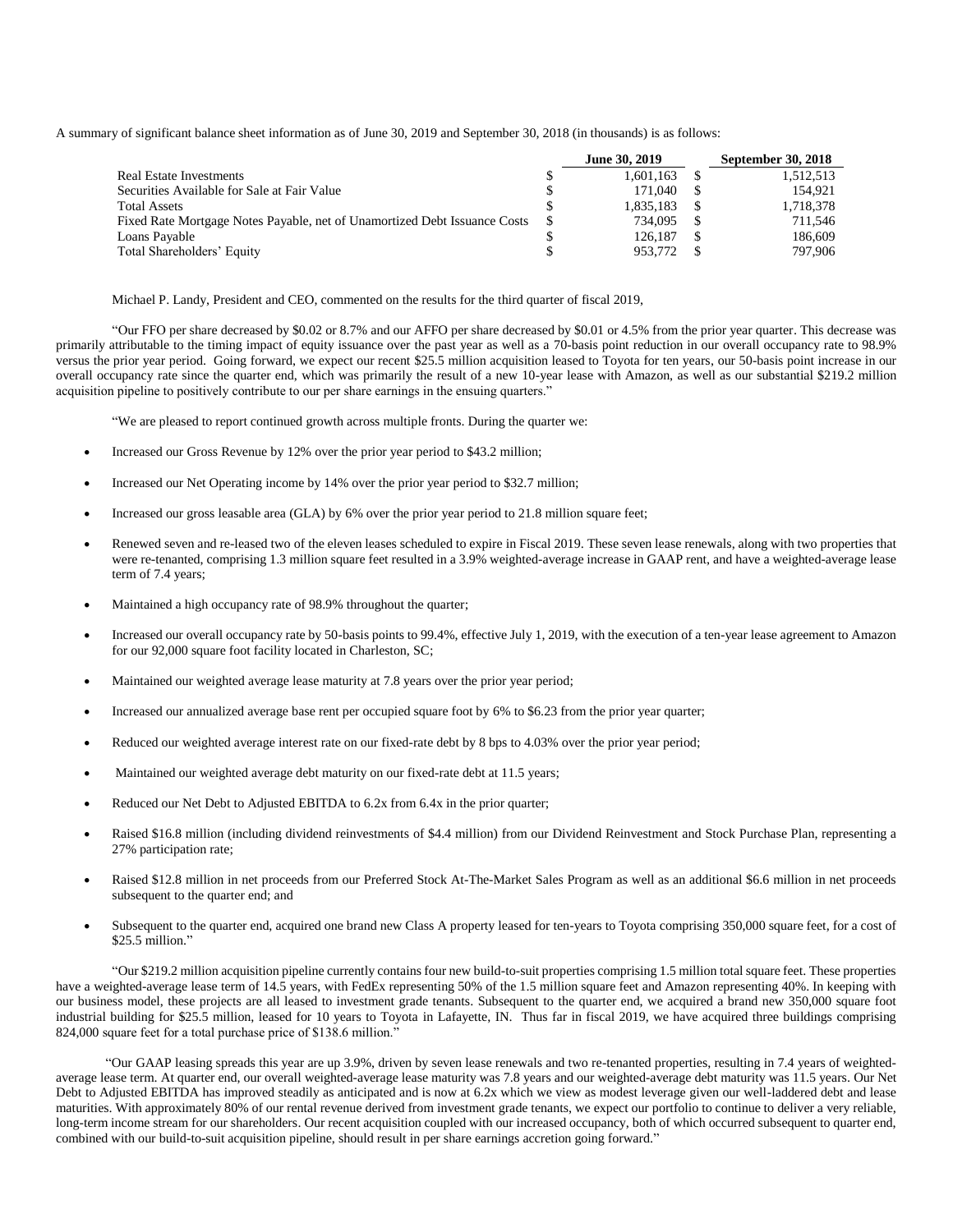A summary of significant balance sheet information as of June 30, 2019 and September 30, 2018 (in thousands) is as follows:

| | June 30, 2019 | September 30, 2018 |
|---|---|---|
| Real Estate Investments | $ 1,601,163 | $ 1,512,513 |
| Securities Available for Sale at Fair Value | $ 171,040 | $ 154,921 |
| Total Assets | $ 1,835,183 | $ 1,718,378 |
| Fixed Rate Mortgage Notes Payable, net of Unamortized Debt Issuance Costs | $ 734,095 | $ 711,546 |
| Loans Payable | $ 126,187 | $ 186,609 |
| Total Shareholders' Equity | $ 953,772 | $ 797,906 |

Michael P. Landy, President and CEO, commented on the results for the third quarter of fiscal 2019,

"Our FFO per share decreased by $0.02 or 8.7% and our AFFO per share decreased by $0.01 or 4.5% from the prior year quarter. This decrease was primarily attributable to the timing impact of equity issuance over the past year as well as a 70-basis point reduction in our overall occupancy rate to 98.9% versus the prior year period. Going forward, we expect our recent $25.5 million acquisition leased to Toyota for ten years, our 50-basis point increase in our overall occupancy rate since the quarter end, which was primarily the result of a new 10-year lease with Amazon, as well as our substantial $219.2 million acquisition pipeline to positively contribute to our per share earnings in the ensuing quarters."

"We are pleased to report continued growth across multiple fronts. During the quarter we:

- Increased our Gross Revenue by 12% over the prior year period to $43.2 million;
- Increased our Net Operating income by 14% over the prior year period to $32.7 million;
- Increased our gross leasable area (GLA) by 6% over the prior year period to 21.8 million square feet;
- Renewed seven and re-leased two of the eleven leases scheduled to expire in Fiscal 2019. These seven lease renewals, along with two properties that were re-tenanted, comprising 1.3 million square feet resulted in a 3.9% weighted-average increase in GAAP rent, and have a weighted-average lease term of 7.4 years;
- Maintained a high occupancy rate of 98.9% throughout the quarter;
- Increased our overall occupancy rate by 50-basis points to 99.4%, effective July 1, 2019, with the execution of a ten-year lease agreement to Amazon for our 92,000 square foot facility located in Charleston, SC;
- Maintained our weighted average lease maturity at 7.8 years over the prior year period;
- Increased our annualized average base rent per occupied square foot by 6% to $6.23 from the prior year quarter;
- Reduced our weighted average interest rate on our fixed-rate debt by 8 bps to 4.03% over the prior year period;
- Maintained our weighted average debt maturity on our fixed-rate debt at 11.5 years;
- Reduced our Net Debt to Adjusted EBITDA to 6.2x from 6.4x in the prior quarter;
- Raised $16.8 million (including dividend reinvestments of $4.4 million) from our Dividend Reinvestment and Stock Purchase Plan, representing a 27% participation rate;
- Raised $12.8 million in net proceeds from our Preferred Stock At-The-Market Sales Program as well as an additional $6.6 million in net proceeds subsequent to the quarter end; and
- Subsequent to the quarter end, acquired one brand new Class A property leased for ten-years to Toyota comprising 350,000 square feet, for a cost of $25.5 million."

"Our $219.2 million acquisition pipeline currently contains four new build-to-suit properties comprising 1.5 million total square feet. These properties have a weighted-average lease term of 14.5 years, with FedEx representing 50% of the 1.5 million square feet and Amazon representing 40%. In keeping with our business model, these projects are all leased to investment grade tenants. Subsequent to the quarter end, we acquired a brand new 350,000 square foot industrial building for $25.5 million, leased for 10 years to Toyota in Lafayette, IN. Thus far in fiscal 2019, we have acquired three buildings comprising 824,000 square feet for a total purchase price of $138.6 million."

"Our GAAP leasing spreads this year are up 3.9%, driven by seven lease renewals and two re-tenanted properties, resulting in 7.4 years of weighted-average lease term. At quarter end, our overall weighted-average lease maturity was 7.8 years and our weighted-average debt maturity was 11.5 years. Our Net Debt to Adjusted EBITDA has improved steadily as anticipated and is now at 6.2x which we view as modest leverage given our well-laddered debt and lease maturities. With approximately 80% of our rental revenue derived from investment grade tenants, we expect our portfolio to continue to deliver a very reliable, long-term income stream for our shareholders. Our recent acquisition coupled with our increased occupancy, both of which occurred subsequent to quarter end, combined with our build-to-suit acquisition pipeline, should result in per share earnings accretion going forward."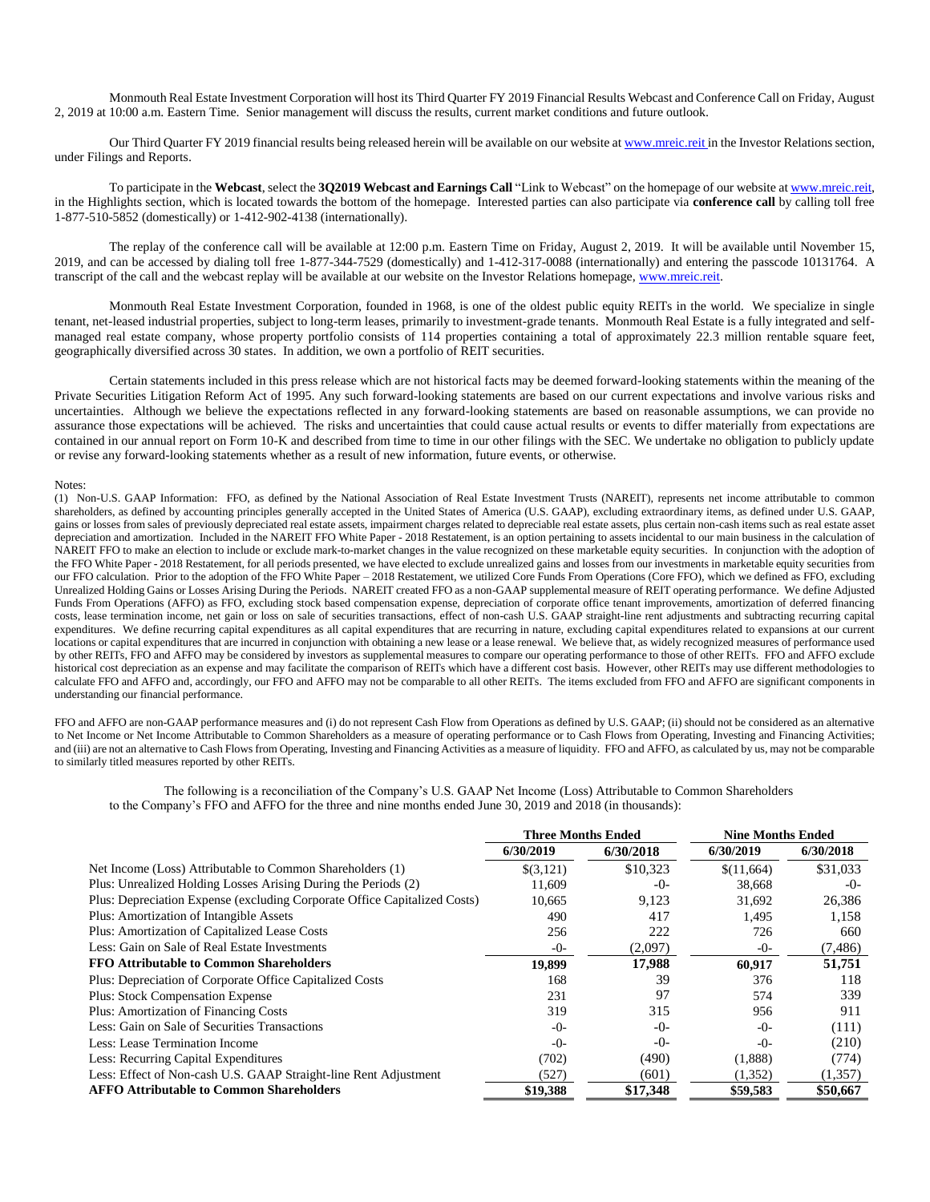Monmouth Real Estate Investment Corporation will host its Third Quarter FY 2019 Financial Results Webcast and Conference Call on Friday, August 2, 2019 at 10:00 a.m. Eastern Time. Senior management will discuss the results, current market conditions and future outlook.

Our Third Quarter FY 2019 financial results being released herein will be available on our website at www.mreic.reit in the Investor Relations section, under Filings and Reports.

To participate in the **Webcast**, select the **3Q2019 Webcast and Earnings Call** "Link to Webcast" on the homepage of our website at www.mreic.reit, in the Highlights section, which is located towards the bottom of the homepage. Interested parties can also participate via **conference call** by calling toll free 1-877-510-5852 (domestically) or 1-412-902-4138 (internationally).

The replay of the conference call will be available at 12:00 p.m. Eastern Time on Friday, August 2, 2019. It will be available until November 15, 2019, and can be accessed by dialing toll free 1-877-344-7529 (domestically) and 1-412-317-0088 (internationally) and entering the passcode 10131764. A transcript of the call and the webcast replay will be available at our website on the Investor Relations homepage, www.mreic.reit.

Monmouth Real Estate Investment Corporation, founded in 1968, is one of the oldest public equity REITs in the world. We specialize in single tenant, net-leased industrial properties, subject to long-term leases, primarily to investment-grade tenants. Monmouth Real Estate is a fully integrated and self-managed real estate company, whose property portfolio consists of 114 properties containing a total of approximately 22.3 million rentable square feet, geographically diversified across 30 states. In addition, we own a portfolio of REIT securities.

Certain statements included in this press release which are not historical facts may be deemed forward-looking statements within the meaning of the Private Securities Litigation Reform Act of 1995. Any such forward-looking statements are based on our current expectations and involve various risks and uncertainties. Although we believe the expectations reflected in any forward-looking statements are based on reasonable assumptions, we can provide no assurance those expectations will be achieved. The risks and uncertainties that could cause actual results or events to differ materially from expectations are contained in our annual report on Form 10-K and described from time to time in our other filings with the SEC. We undertake no obligation to publicly update or revise any forward-looking statements whether as a result of new information, future events, or otherwise.

Notes:

(1) Non-U.S. GAAP Information: FFO, as defined by the National Association of Real Estate Investment Trusts (NAREIT), represents net income attributable to common shareholders, as defined by accounting principles generally accepted in the United States of America (U.S. GAAP), excluding extraordinary items, as defined under U.S. GAAP, gains or losses from sales of previously depreciated real estate assets, impairment charges related to depreciable real estate assets, plus certain non-cash items such as real estate asset depreciation and amortization. Included in the NAREIT FFO White Paper - 2018 Restatement, is an option pertaining to assets incidental to our main business in the calculation of NAREIT FFO to make an election to include or exclude mark-to-market changes in the value recognized on these marketable equity securities. In conjunction with the adoption of the FFO White Paper - 2018 Restatement, for all periods presented, we have elected to exclude unrealized gains and losses from our investments in marketable equity securities from our FFO calculation. Prior to the adoption of the FFO White Paper – 2018 Restatement, we utilized Core Funds From Operations (Core FFO), which we defined as FFO, excluding Unrealized Holding Gains or Losses Arising During the Periods. NAREIT created FFO as a non-GAAP supplemental measure of REIT operating performance. We define Adjusted Funds From Operations (AFFO) as FFO, excluding stock based compensation expense, depreciation of corporate office tenant improvements, amortization of deferred financing costs, lease termination income, net gain or loss on sale of securities transactions, effect of non-cash U.S. GAAP straight-line rent adjustments and subtracting recurring capital expenditures. We define recurring capital expenditures as all capital expenditures that are recurring in nature, excluding capital expenditures related to expansions at our current locations or capital expenditures that are incurred in conjunction with obtaining a new lease or a lease renewal. We believe that, as widely recognized measures of performance used by other REITs, FFO and AFFO may be considered by investors as supplemental measures to compare our operating performance to those of other REITs. FFO and AFFO exclude historical cost depreciation as an expense and may facilitate the comparison of REITs which have a different cost basis. However, other REITs may use different methodologies to calculate FFO and AFFO and, accordingly, our FFO and AFFO may not be comparable to all other REITs. The items excluded from FFO and AFFO are significant components in understanding our financial performance.

FFO and AFFO are non-GAAP performance measures and (i) do not represent Cash Flow from Operations as defined by U.S. GAAP; (ii) should not be considered as an alternative to Net Income or Net Income Attributable to Common Shareholders as a measure of operating performance or to Cash Flows from Operating, Investing and Financing Activities; and (iii) are not an alternative to Cash Flows from Operating, Investing and Financing Activities as a measure of liquidity. FFO and AFFO, as calculated by us, may not be comparable to similarly titled measures reported by other REITs.

The following is a reconciliation of the Company's U.S. GAAP Net Income (Loss) Attributable to Common Shareholders to the Company's FFO and AFFO for the three and nine months ended June 30, 2019 and 2018 (in thousands):

| | Three Months Ended | | Nine Months Ended | |
|---|---|---|---|---|
| | 6/30/2019 | 6/30/2018 | 6/30/2019 | 6/30/2018 |
| Net Income (Loss) Attributable to Common Shareholders (1) | $(3,121) | $10,323 | $(11,664) | $31,033 |
| Plus: Unrealized Holding Losses Arising During the Periods (2) | 11,609 | -0- | 38,668 | -0- |
| Plus: Depreciation Expense (excluding Corporate Office Capitalized Costs) | 10,665 | 9,123 | 31,692 | 26,386 |
| Plus: Amortization of Intangible Assets | 490 | 417 | 1,495 | 1,158 |
| Plus: Amortization of Capitalized Lease Costs | 256 | 222 | 726 | 660 |
| Less: Gain on Sale of Real Estate Investments | -0- | (2,097) | -0- | (7,486) |
| **FFO Attributable to Common Shareholders** | **19,899** | **17,988** | **60,917** | **51,751** |
| Plus: Depreciation of Corporate Office Capitalized Costs | 168 | 39 | 376 | 118 |
| Plus: Stock Compensation Expense | 231 | 97 | 574 | 339 |
| Plus: Amortization of Financing Costs | 319 | 315 | 956 | 911 |
| Less: Gain on Sale of Securities Transactions | -0- | -0- | -0- | (111) |
| Less: Lease Termination Income | -0- | -0- | -0- | (210) |
| Less: Recurring Capital Expenditures | (702) | (490) | (1,888) | (774) |
| Less: Effect of Non-cash U.S. GAAP Straight-line Rent Adjustment | (527) | (601) | (1,352) | (1,357) |
| **AFFO Attributable to Common Shareholders** | **$19,388** | **$17,348** | **$59,583** | **$50,667** |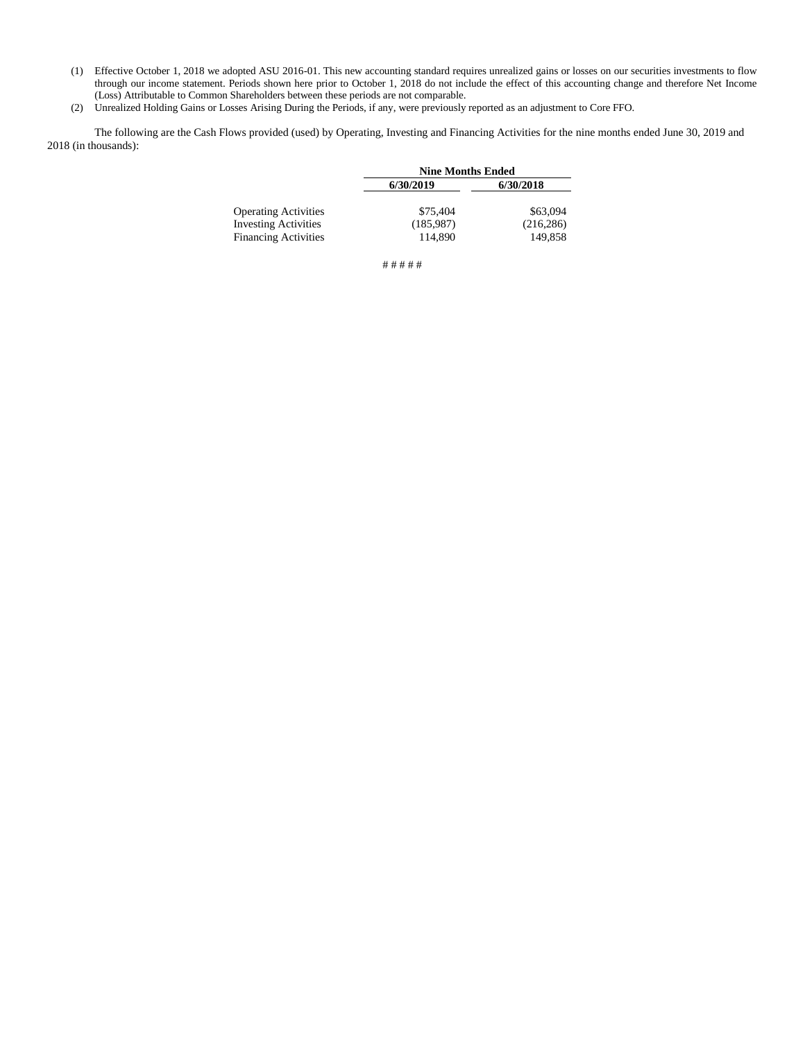(1) Effective October 1, 2018 we adopted ASU 2016-01. This new accounting standard requires unrealized gains or losses on our securities investments to flow through our income statement. Periods shown here prior to October 1, 2018 do not include the effect of this accounting change and therefore Net Income (Loss) Attributable to Common Shareholders between these periods are not comparable.

(2) Unrealized Holding Gains or Losses Arising During the Periods, if any, were previously reported as an adjustment to Core FFO.

The following are the Cash Flows provided (used) by Operating, Investing and Financing Activities for the nine months ended June 30, 2019 and 2018 (in thousands):

| | **Nine Months Ended** | |
|---|---|---|
| | **6/30/2019** | **6/30/2018** |
| Operating Activities | $75,404 | $63,094 |
| Investing Activities | (185,987) | (216,286) |
| Financing Activities | 114,890 | 149,858 |

# # # # #